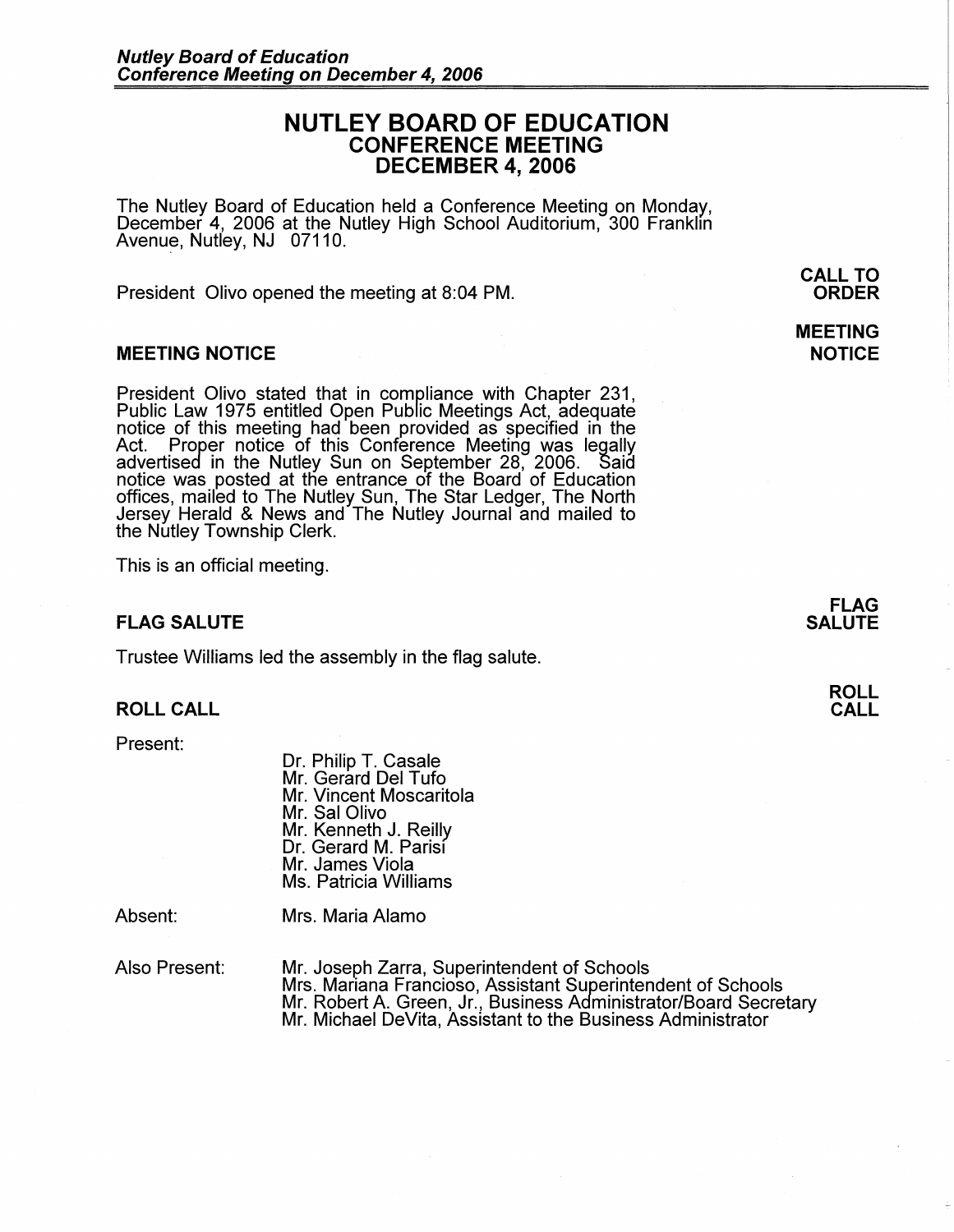# NUTLEY BOARD OF EDUCATION
## CONFERENCE MEETING
## DECEMBER 4, 2006

The Nutley Board of Education held a Conference Meeting on Monday, December 4, 2006 at the Nutley High School Auditorium, 300 Franklin Avenue, Nutley, NJ 07110.

**CALL TO ORDER**

President Olivo opened the meeting at 8:04 PM.

### MEETING NOTICE

**MEETING NOTICE**

President Olivo stated that in compliance with Chapter 231, Public Law 1975 entitled Open Public Meetings Act, adequate notice of this meeting had been provided as specified in the Act. Proper notice of this Conference Meeting was legally advertised in the Nutley Sun on September 28, 2006. Said notice was posted at the entrance of the Board of Education offices, mailed to The Nutley Sun, The Star Ledger, The North Jersey Herald & News and The Nutley Journal and mailed to the Nutley Township Clerk.

This is an official meeting.

### FLAG SALUTE

**FLAG SALUTE**

Trustee Williams led the assembly in the flag salute.

### ROLL CALL

**ROLL CALL**

Present:

- Dr. Philip T. Casale
- Mr. Gerard Del Tufo
- Mr. Vincent Moscaritola
- Mr. Sal Olivo
- Mr. Kenneth J. Reilly
- Dr. Gerard M. Parisi
- Mr. James Viola
- Ms. Patricia Williams

Absent: Mrs. Maria Alamo

Also Present:

- Mr. Joseph Zarra, Superintendent of Schools
- Mrs. Mariana Francioso, Assistant Superintendent of Schools
- Mr. Robert A. Green, Jr., Business Administrator/Board Secretary
- Mr. Michael DeVita, Assistant to the Business Administrator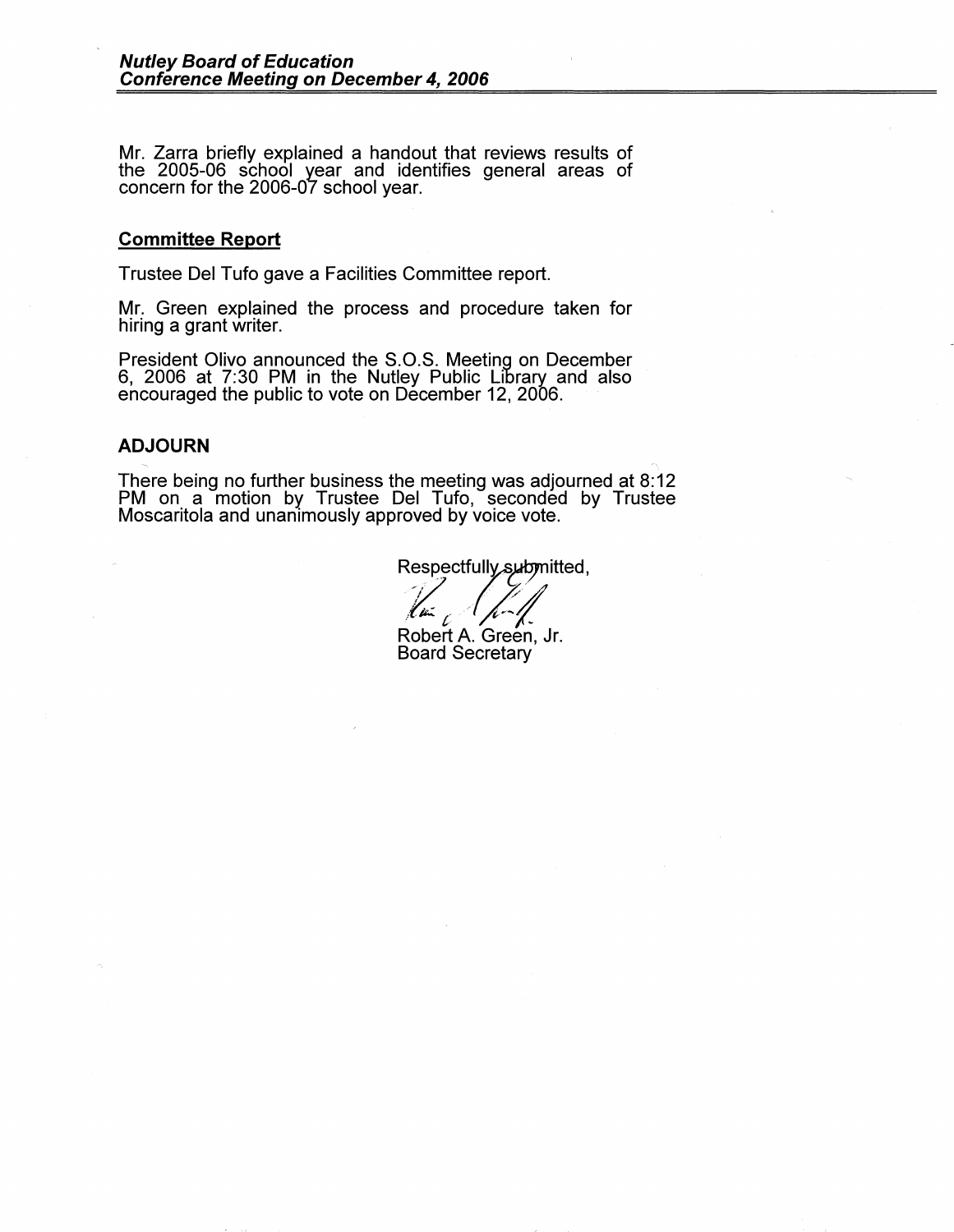Mr. Zarra briefly explained a handout that reviews results of the 2005-06 school year and identifies general areas of concern for the 2006-07 school year.

## Committee Report

Trustee Del Tufo gave a Facilities Committee report.

Mr. Green explained the process and procedure taken for hiring a grant writer.

President Olivo announced the S.O.S. Meeting on December 6, 2006 at 7:30 PM in the Nutley Public Library and also encouraged the public to vote on December 12, 2006.

## ADJOURN

There being no further business the meeting was adjourned at 8:12 PM on a motion by Trustee Del Tufo, seconded by Trustee Moscaritola and unanimously approved by voice vote.

Respectfully submitted,

Robert A. Green, Jr.
Board Secretary